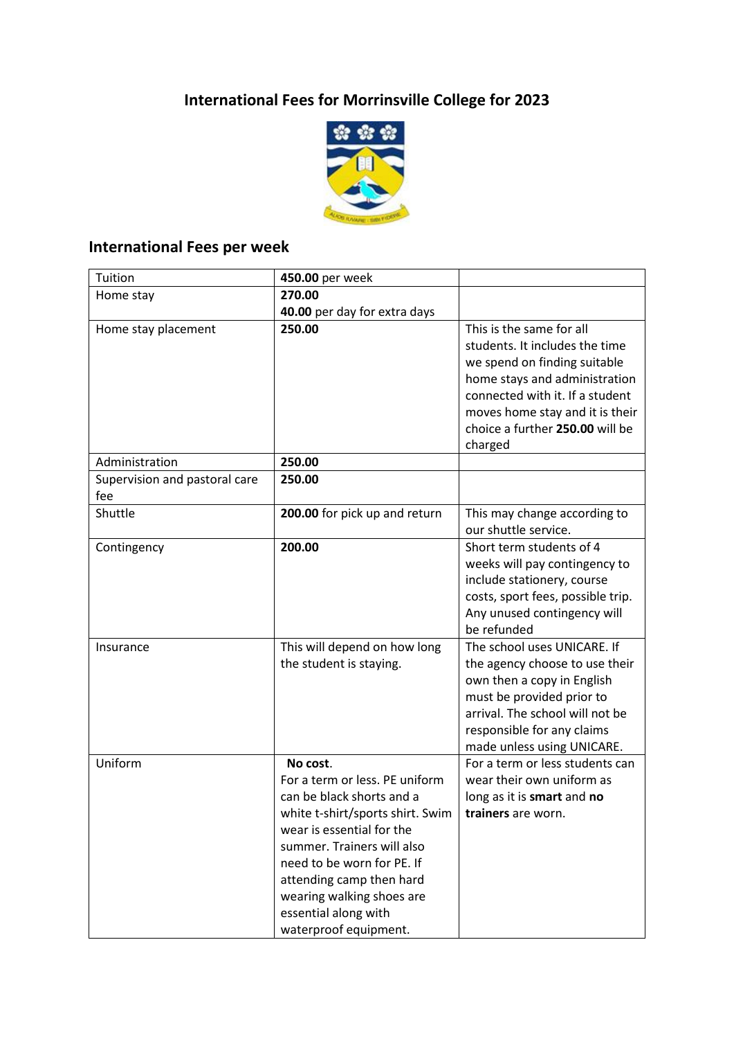# International Fees for Morrinsville College for 2023

## International Fees per week

| | | |
|---|---|---|
| Tuition | **450.00** per week | |
| Home stay | **270.00**<br>**40.00** per day for extra days | |
| Home stay placement | **250.00** | This is the same for all students. It includes the time we spend on finding suitable home stays and administration connected with it. If a student moves home stay and it is their choice a further **250.00** will be charged |
| Administration | **250.00** | |
| Supervision and pastoral care fee | **250.00** | |
| Shuttle | **200.00** for pick up and return | This may change according to our shuttle service. |
| Contingency | **200.00** | Short term students of 4 weeks will pay contingency to include stationery, course costs, sport fees, possible trip. Any unused contingency will be refunded |
| Insurance | This will depend on how long the student is staying. | The school uses UNICARE. If the agency choose to use their own then a copy in English must be provided prior to arrival. The school will not be responsible for any claims made unless using UNICARE. |
| Uniform | **No cost**.<br>For a term or less. PE uniform can be black shorts and a white t-shirt/sports shirt. Swim wear is essential for the summer. Trainers will also need to be worn for PE. If attending camp then hard wearing walking shoes are essential along with waterproof equipment. | For a term or less students can wear their own uniform as long as it is **smart** and **no trainers** are worn. |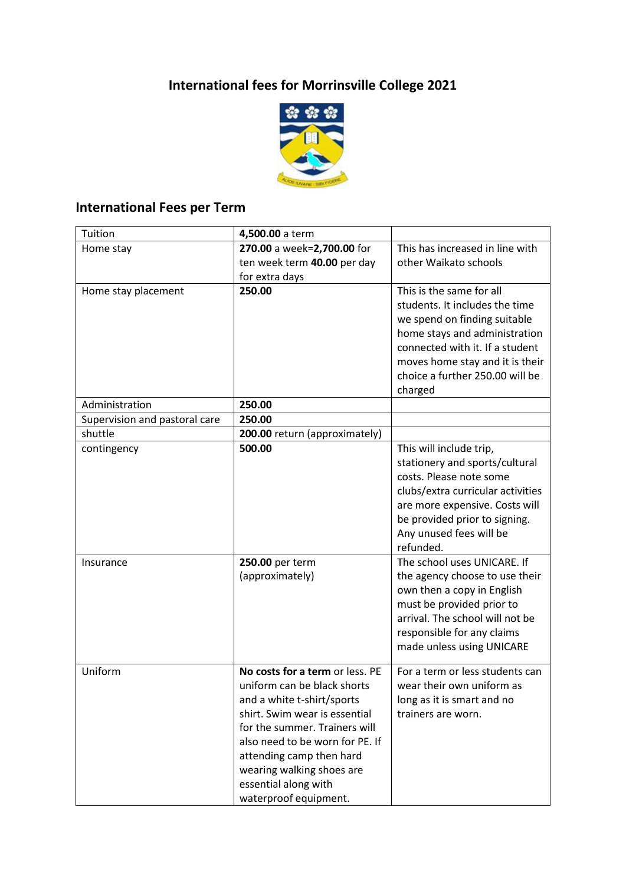# International fees for Morrinsville College 2021

## International Fees per Term

| Tuition | **4,500.00** a term | |
|---|---|---|
| Home stay | **270.00** a week=**2,700.00** for ten week term **40.00** per day for extra days | This has increased in line with other Waikato schools |
| Home stay placement | **250.00** | This is the same for all students. It includes the time we spend on finding suitable home stays and administration connected with it. If a student moves home stay and it is their choice a further 250.00 will be charged |
| Administration | **250.00** | |
| Supervision and pastoral care | **250.00** | |
| shuttle | **200.00** return (approximately) | |
| contingency | **500.00** | This will include trip, stationery and sports/cultural costs. Please note some clubs/extra curricular activities are more expensive. Costs will be provided prior to signing. Any unused fees will be refunded. |
| Insurance | **250.00** per term (approximately) | The school uses UNICARE. If the agency choose to use their own then a copy in English must be provided prior to arrival. The school will not be responsible for any claims made unless using UNICARE |
| Uniform | **No costs for a term** or less. PE uniform can be black shorts and a white t-shirt/sports shirt. Swim wear is essential for the summer. Trainers will also need to be worn for PE. If attending camp then hard wearing walking shoes are essential along with waterproof equipment. | For a term or less students can wear their own uniform as long as it is smart and no trainers are worn. |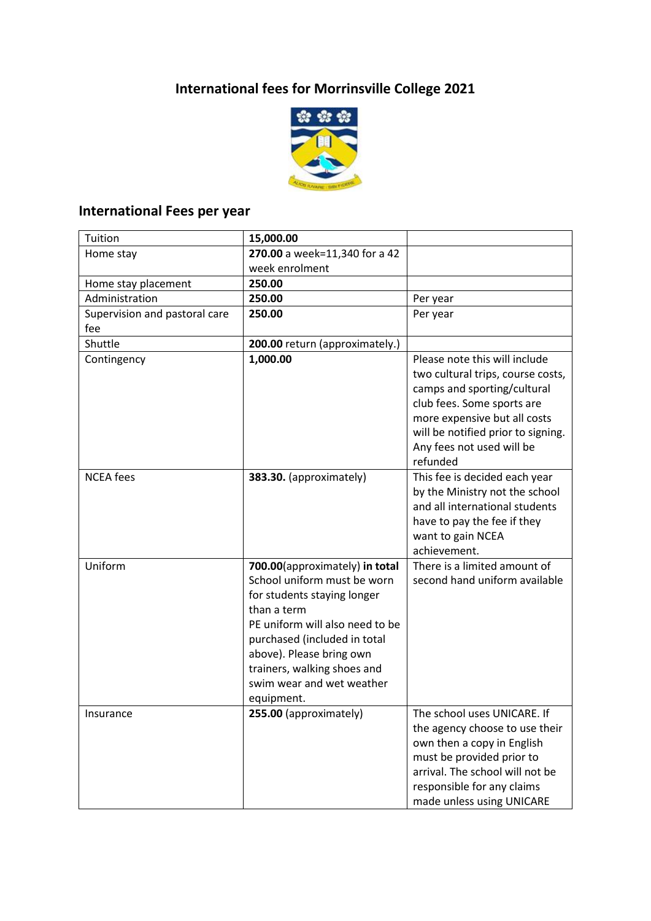# International fees for Morrinsville College 2021

## International Fees per year

| | | |
|---|---|---|
| Tuition | **15,000.00** | |
| Home stay | **270.00** a week=11,340 for a 42 week enrolment | |
| Home stay placement | **250.00** | |
| Administration | **250.00** | Per year |
| Supervision and pastoral care fee | **250.00** | Per year |
| Shuttle | **200.00** return (approximately.) | |
| Contingency | **1,000.00** | Please note this will include two cultural trips, course costs, camps and sporting/cultural club fees. Some sports are more expensive but all costs will be notified prior to signing. Any fees not used will be refunded |
| NCEA fees | **383.30.** (approximately) | This fee is decided each year by the Ministry not the school and all international students have to pay the fee if they want to gain NCEA achievement. |
| Uniform | **700.00**(approximately) **in total** School uniform must be worn for students staying longer than a term PE uniform will also need to be purchased (included in total above). Please bring own trainers, walking shoes and swim wear and wet weather equipment. | There is a limited amount of second hand uniform available |
| Insurance | **255.00** (approximately) | The school uses UNICARE. If the agency choose to use their own then a copy in English must be provided prior to arrival. The school will not be responsible for any claims made unless using UNICARE |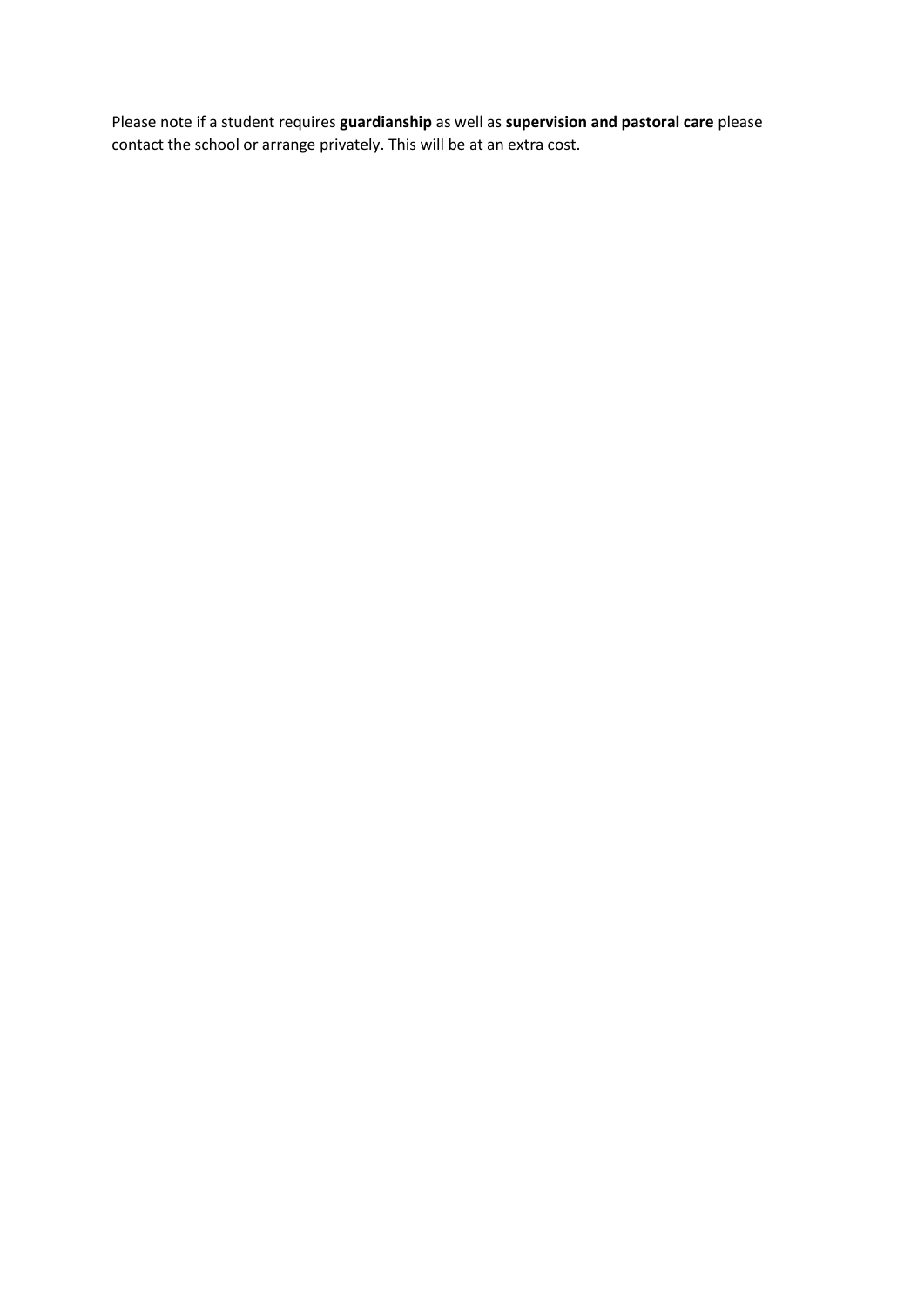Please note if a student requires **guardianship** as well as **supervision and pastoral care** please contact the school or arrange privately. This will be at an extra cost.